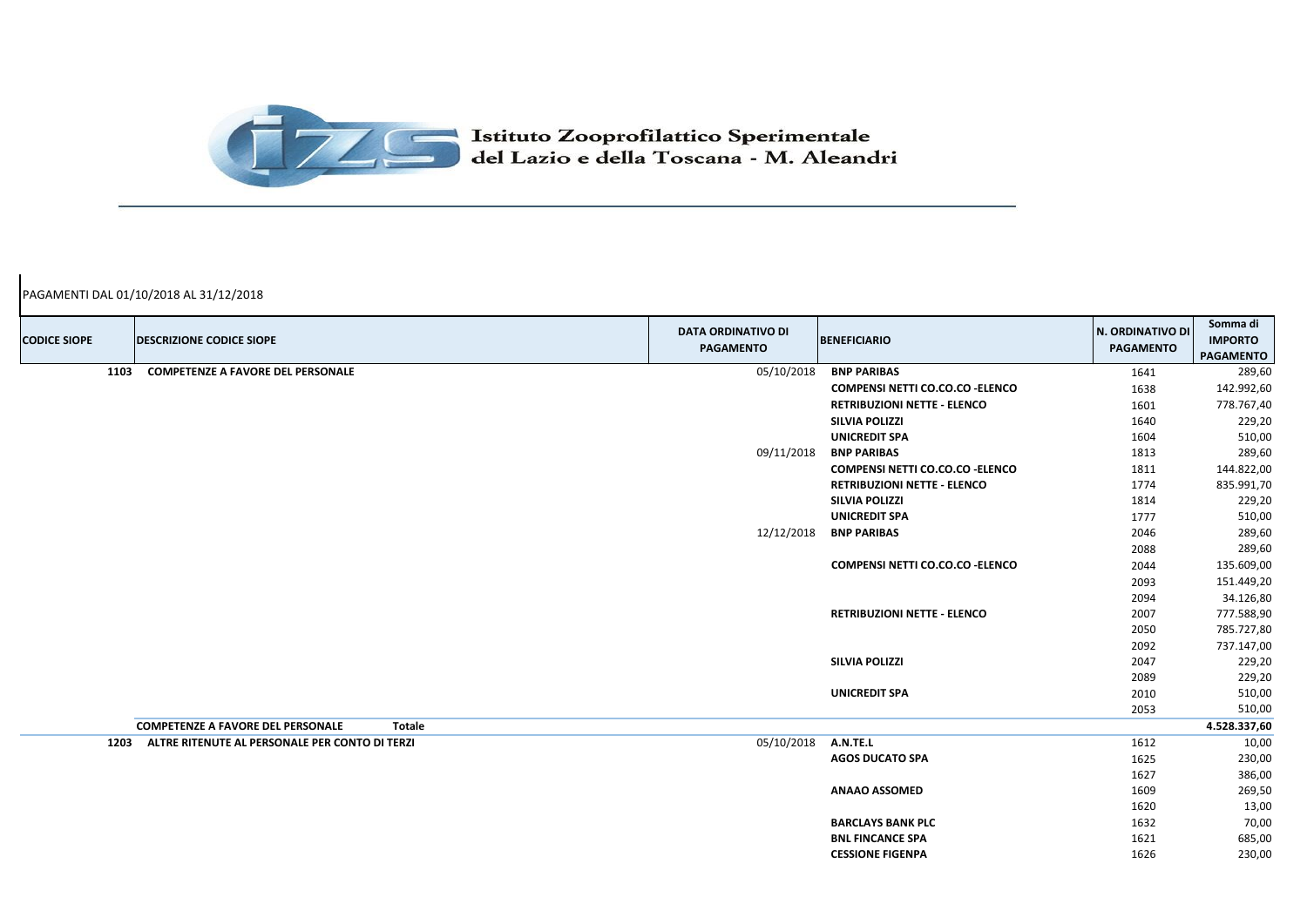Istituto Zooprofilattico Sperimentale del Lazio e della Toscana - M. Aleandri

PAGAMENTI DAL 01/10/2018 AL 31/12/2018

| CODICE SIOPE | DESCRIZIONE CODICE SIOPE | DATA ORDINATIVO DI PAGAMENTO | BENEFICIARIO | N. ORDINATIVO DI PAGAMENTO | Somma di IMPORTO PAGAMENTO |
|---|---|---|---|---|---|
| 1103 | COMPETENZE A FAVORE DEL PERSONALE | 05/10/2018 | BNP PARIBAS | 1641 | 289,60 |
| | | | COMPENSI NETTI CO.CO.CO -ELENCO | 1638 | 142.992,60 |
| | | | RETRIBUZIONI NETTE - ELENCO | 1601 | 778.767,40 |
| | | | SILVIA POLIZZI | 1640 | 229,20 |
| | | | UNICREDIT SPA | 1604 | 510,00 |
| | | 09/11/2018 | BNP PARIBAS | 1813 | 289,60 |
| | | | COMPENSI NETTI CO.CO.CO -ELENCO | 1811 | 144.822,00 |
| | | | RETRIBUZIONI NETTE - ELENCO | 1774 | 835.991,70 |
| | | | SILVIA POLIZZI | 1814 | 229,20 |
| | | | UNICREDIT SPA | 1777 | 510,00 |
| | | 12/12/2018 | BNP PARIBAS | 2046 | 289,60 |
| | | | | 2088 | 289,60 |
| | | | COMPENSI NETTI CO.CO.CO -ELENCO | 2044 | 135.609,00 |
| | | | | 2093 | 151.449,20 |
| | | | | 2094 | 34.126,80 |
| | | | RETRIBUZIONI NETTE - ELENCO | 2007 | 777.588,90 |
| | | | | 2050 | 785.727,80 |
| | | | | 2092 | 737.147,00 |
| | | | SILVIA POLIZZI | 2047 | 229,20 |
| | | | | 2089 | 229,20 |
| | | | UNICREDIT SPA | 2010 | 510,00 |
| | | | | 2053 | 510,00 |
| | **COMPETENZE A FAVORE DEL PERSONALE Totale** | | | | **4.528.337,60** |
| 1203 | ALTRE RITENUTE AL PERSONALE PER CONTO DI TERZI | 05/10/2018 | A.N.TE.L | 1612 | 10,00 |
| | | | AGOS DUCATO SPA | 1625 | 230,00 |
| | | | | 1627 | 386,00 |
| | | | ANAAO ASSOMED | 1609 | 269,50 |
| | | | | 1620 | 13,00 |
| | | | BARCLAYS BANK PLC | 1632 | 70,00 |
| | | | BNL FINCANCE SPA | 1621 | 685,00 |
| | | | CESSIONE FIGENPA | 1626 | 230,00 |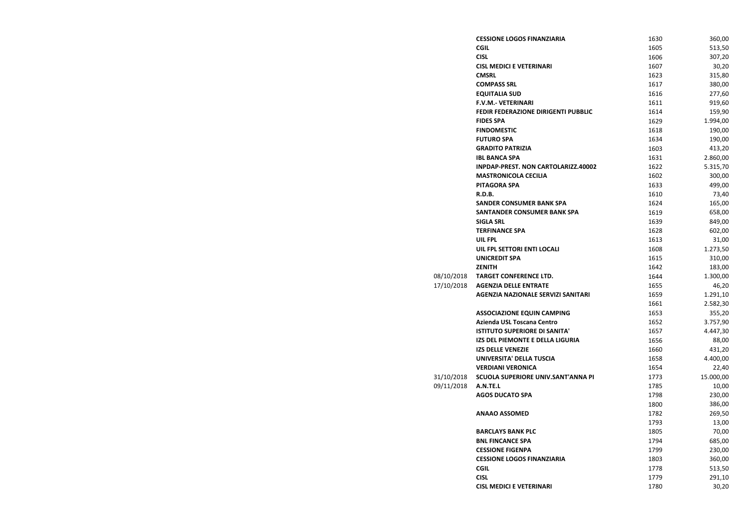| | | | |
|---|---|---|---|
| | **CESSIONE LOGOS FINANZIARIA** | 1630 | 360,00 |
| | **CGIL** | 1605 | 513,50 |
| | **CISL** | 1606 | 307,20 |
| | **CISL MEDICI E VETERINARI** | 1607 | 30,20 |
| | **CMSRL** | 1623 | 315,80 |
| | **COMPASS SRL** | 1617 | 380,00 |
| | **EQUITALIA SUD** | 1616 | 277,60 |
| | **F.V.M.- VETERINARI** | 1611 | 919,60 |
| | **FEDIR FEDERAZIONE DIRIGENTI PUBBLIC** | 1614 | 159,90 |
| | **FIDES SPA** | 1629 | 1.994,00 |
| | **FINDOMESTIC** | 1618 | 190,00 |
| | **FUTURO SPA** | 1634 | 190,00 |
| | **GRADITO PATRIZIA** | 1603 | 413,20 |
| | **IBL BANCA SPA** | 1631 | 2.860,00 |
| | **INPDAP-PREST. NON CARTOLARIZZ.40002** | 1622 | 5.315,70 |
| | **MASTRONICOLA CECILIA** | 1602 | 300,00 |
| | **PITAGORA SPA** | 1633 | 499,00 |
| | **R.D.B.** | 1610 | 73,40 |
| | **SANDER CONSUMER BANK SPA** | 1624 | 165,00 |
| | **SANTANDER CONSUMER BANK SPA** | 1619 | 658,00 |
| | **SIGLA SRL** | 1639 | 849,00 |
| | **TERFINANCE SPA** | 1628 | 602,00 |
| | **UIL FPL** | 1613 | 31,00 |
| | **UIL FPL SETTORI ENTI LOCALI** | 1608 | 1.273,50 |
| | **UNICREDIT SPA** | 1615 | 310,00 |
| | **ZENITH** | 1642 | 183,00 |
| 08/10/2018 | **TARGET CONFERENCE LTD.** | 1644 | 1.300,00 |
| 17/10/2018 | **AGENZIA DELLE ENTRATE** | 1655 | 46,20 |
| | **AGENZIA NAZIONALE SERVIZI SANITARI** | 1659 | 1.291,10 |
| | | 1661 | 2.582,30 |
| | **ASSOCIAZIONE EQUIN CAMPING** | 1653 | 355,20 |
| | **Azienda USL Toscana Centro** | 1652 | 3.757,90 |
| | **ISTITUTO SUPERIORE DI SANITA'** | 1657 | 4.447,30 |
| | **IZS DEL PIEMONTE E DELLA LIGURIA** | 1656 | 88,00 |
| | **IZS DELLE VENEZIE** | 1660 | 431,20 |
| | **UNIVERSITA' DELLA TUSCIA** | 1658 | 4.400,00 |
| | **VERDIANI VERONICA** | 1654 | 22,40 |
| 31/10/2018 | **SCUOLA SUPERIORE UNIV.SANT'ANNA PI** | 1773 | 15.000,00 |
| 09/11/2018 | **A.N.TE.L** | 1785 | 10,00 |
| | **AGOS DUCATO SPA** | 1798 | 230,00 |
| | | 1800 | 386,00 |
| | **ANAAO ASSOMED** | 1782 | 269,50 |
| | | 1793 | 13,00 |
| | **BARCLAYS BANK PLC** | 1805 | 70,00 |
| | **BNL FINCANCE SPA** | 1794 | 685,00 |
| | **CESSIONE FIGENPA** | 1799 | 230,00 |
| | **CESSIONE LOGOS FINANZIARIA** | 1803 | 360,00 |
| | **CGIL** | 1778 | 513,50 |
| | **CISL** | 1779 | 291,10 |
| | **CISL MEDICI E VETERINARI** | 1780 | 30,20 |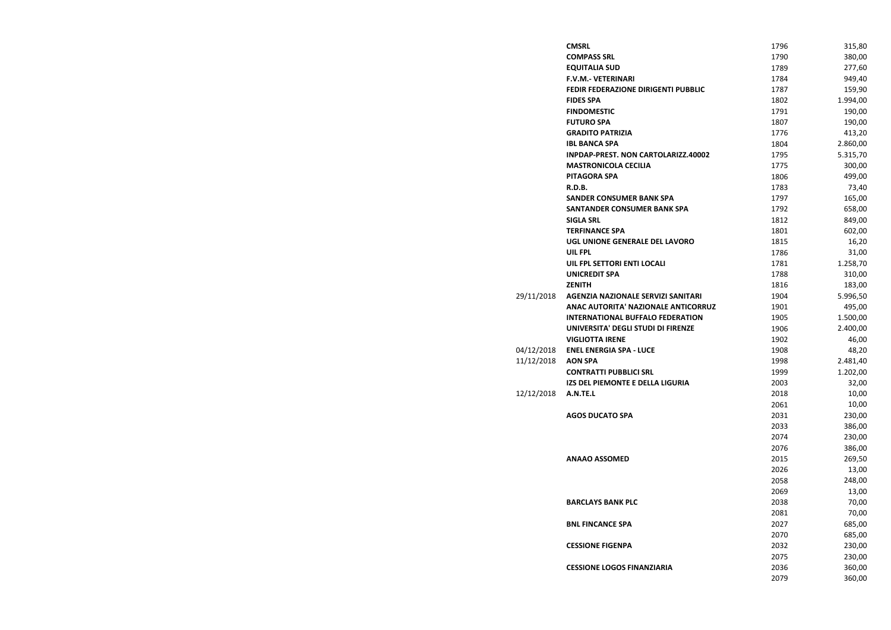| | | | |
|---|---|---|---|
| | **CMSRL** | 1796 | 315,80 |
| | **COMPASS SRL** | 1790 | 380,00 |
| | **EQUITALIA SUD** | 1789 | 277,60 |
| | **F.V.M.- VETERINARI** | 1784 | 949,40 |
| | **FEDIR FEDERAZIONE DIRIGENTI PUBBLIC** | 1787 | 159,90 |
| | **FIDES SPA** | 1802 | 1.994,00 |
| | **FINDOMESTIC** | 1791 | 190,00 |
| | **FUTURO SPA** | 1807 | 190,00 |
| | **GRADITO PATRIZIA** | 1776 | 413,20 |
| | **IBL BANCA SPA** | 1804 | 2.860,00 |
| | **INPDAP-PREST. NON CARTOLARIZZ.40002** | 1795 | 5.315,70 |
| | **MASTRONICOLA CECILIA** | 1775 | 300,00 |
| | **PITAGORA SPA** | 1806 | 499,00 |
| | **R.D.B.** | 1783 | 73,40 |
| | **SANDER CONSUMER BANK SPA** | 1797 | 165,00 |
| | **SANTANDER CONSUMER BANK SPA** | 1792 | 658,00 |
| | **SIGLA SRL** | 1812 | 849,00 |
| | **TERFINANCE SPA** | 1801 | 602,00 |
| | **UGL UNIONE GENERALE DEL LAVORO** | 1815 | 16,20 |
| | **UIL FPL** | 1786 | 31,00 |
| | **UIL FPL SETTORI ENTI LOCALI** | 1781 | 1.258,70 |
| | **UNICREDIT SPA** | 1788 | 310,00 |
| | **ZENITH** | 1816 | 183,00 |
| 29/11/2018 | **AGENZIA NAZIONALE SERVIZI SANITARI** | 1904 | 5.996,50 |
| | **ANAC AUTORITA' NAZIONALE ANTICORRUZ** | 1901 | 495,00 |
| | **INTERNATIONAL BUFFALO FEDERATION** | 1905 | 1.500,00 |
| | **UNIVERSITA' DEGLI STUDI DI FIRENZE** | 1906 | 2.400,00 |
| | **VIGLIOTTA IRENE** | 1902 | 46,00 |
| 04/12/2018 | **ENEL ENERGIA SPA - LUCE** | 1908 | 48,20 |
| 11/12/2018 | **AON SPA** | 1998 | 2.481,40 |
| | **CONTRATTI PUBBLICI SRL** | 1999 | 1.202,00 |
| | **IZS DEL PIEMONTE E DELLA LIGURIA** | 2003 | 32,00 |
| 12/12/2018 | **A.N.TE.L** | 2018 | 10,00 |
| | | 2061 | 10,00 |
| | **AGOS DUCATO SPA** | 2031 | 230,00 |
| | | 2033 | 386,00 |
| | | 2074 | 230,00 |
| | | 2076 | 386,00 |
| | **ANAAO ASSOMED** | 2015 | 269,50 |
| | | 2026 | 13,00 |
| | | 2058 | 248,00 |
| | | 2069 | 13,00 |
| | **BARCLAYS BANK PLC** | 2038 | 70,00 |
| | | 2081 | 70,00 |
| | **BNL FINCANCE SPA** | 2027 | 685,00 |
| | | 2070 | 685,00 |
| | **CESSIONE FIGENPA** | 2032 | 230,00 |
| | | 2075 | 230,00 |
| | **CESSIONE LOGOS FINANZIARIA** | 2036 | 360,00 |
| | | 2079 | 360,00 |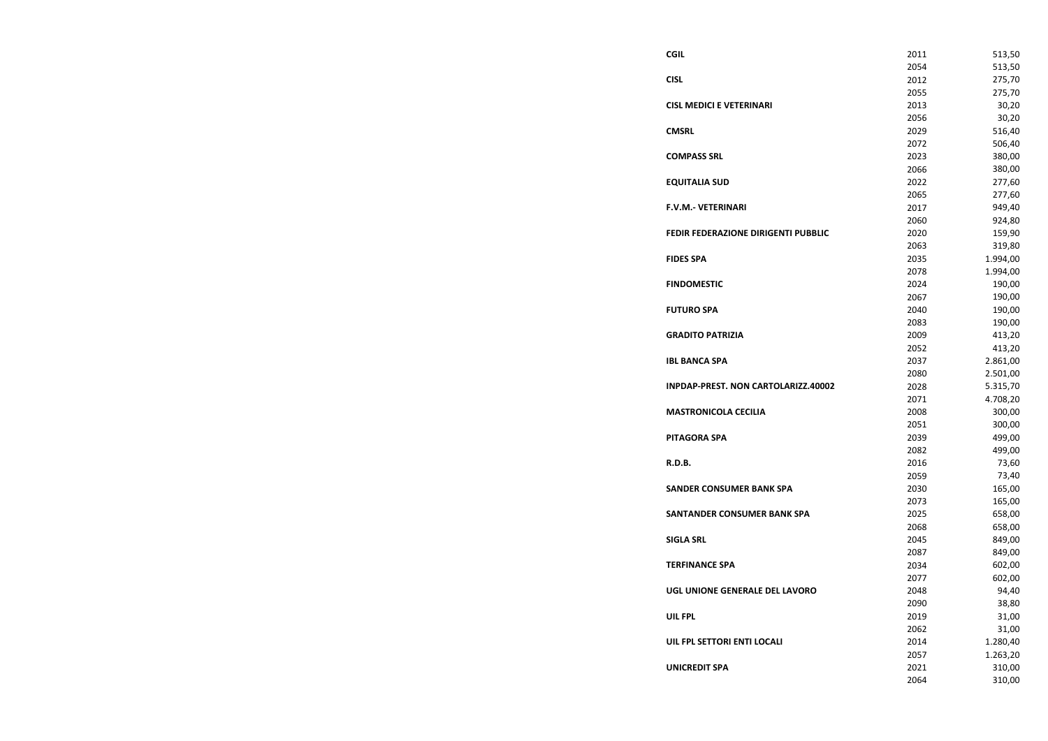| | | |
|---|---|---|
| **CGIL** | 2011 | 513,50 |
| | 2054 | 513,50 |
| **CISL** | 2012 | 275,70 |
| | 2055 | 275,70 |
| **CISL MEDICI E VETERINARI** | 2013 | 30,20 |
| | 2056 | 30,20 |
| **CMSRL** | 2029 | 516,40 |
| | 2072 | 506,40 |
| **COMPASS SRL** | 2023 | 380,00 |
| | 2066 | 380,00 |
| **EQUITALIA SUD** | 2022 | 277,60 |
| | 2065 | 277,60 |
| **F.V.M.- VETERINARI** | 2017 | 949,40 |
| | 2060 | 924,80 |
| **FEDIR FEDERAZIONE DIRIGENTI PUBBLIC** | 2020 | 159,90 |
| | 2063 | 319,80 |
| **FIDES SPA** | 2035 | 1.994,00 |
| | 2078 | 1.994,00 |
| **FINDOMESTIC** | 2024 | 190,00 |
| | 2067 | 190,00 |
| **FUTURO SPA** | 2040 | 190,00 |
| | 2083 | 190,00 |
| **GRADITO PATRIZIA** | 2009 | 413,20 |
| | 2052 | 413,20 |
| **IBL BANCA SPA** | 2037 | 2.861,00 |
| | 2080 | 2.501,00 |
| **INPDAP-PREST. NON CARTOLARIZZ.40002** | 2028 | 5.315,70 |
| | 2071 | 4.708,20 |
| **MASTRONICOLA CECILIA** | 2008 | 300,00 |
| | 2051 | 300,00 |
| **PITAGORA SPA** | 2039 | 499,00 |
| | 2082 | 499,00 |
| **R.D.B.** | 2016 | 73,60 |
| | 2059 | 73,40 |
| **SANDER CONSUMER BANK SPA** | 2030 | 165,00 |
| | 2073 | 165,00 |
| **SANTANDER CONSUMER BANK SPA** | 2025 | 658,00 |
| | 2068 | 658,00 |
| **SIGLA SRL** | 2045 | 849,00 |
| | 2087 | 849,00 |
| **TERFINANCE SPA** | 2034 | 602,00 |
| | 2077 | 602,00 |
| **UGL UNIONE GENERALE DEL LAVORO** | 2048 | 94,40 |
| | 2090 | 38,80 |
| **UIL FPL** | 2019 | 31,00 |
| | 2062 | 31,00 |
| **UIL FPL SETTORI ENTI LOCALI** | 2014 | 1.280,40 |
| | 2057 | 1.263,20 |
| **UNICREDIT SPA** | 2021 | 310,00 |
| | 2064 | 310,00 |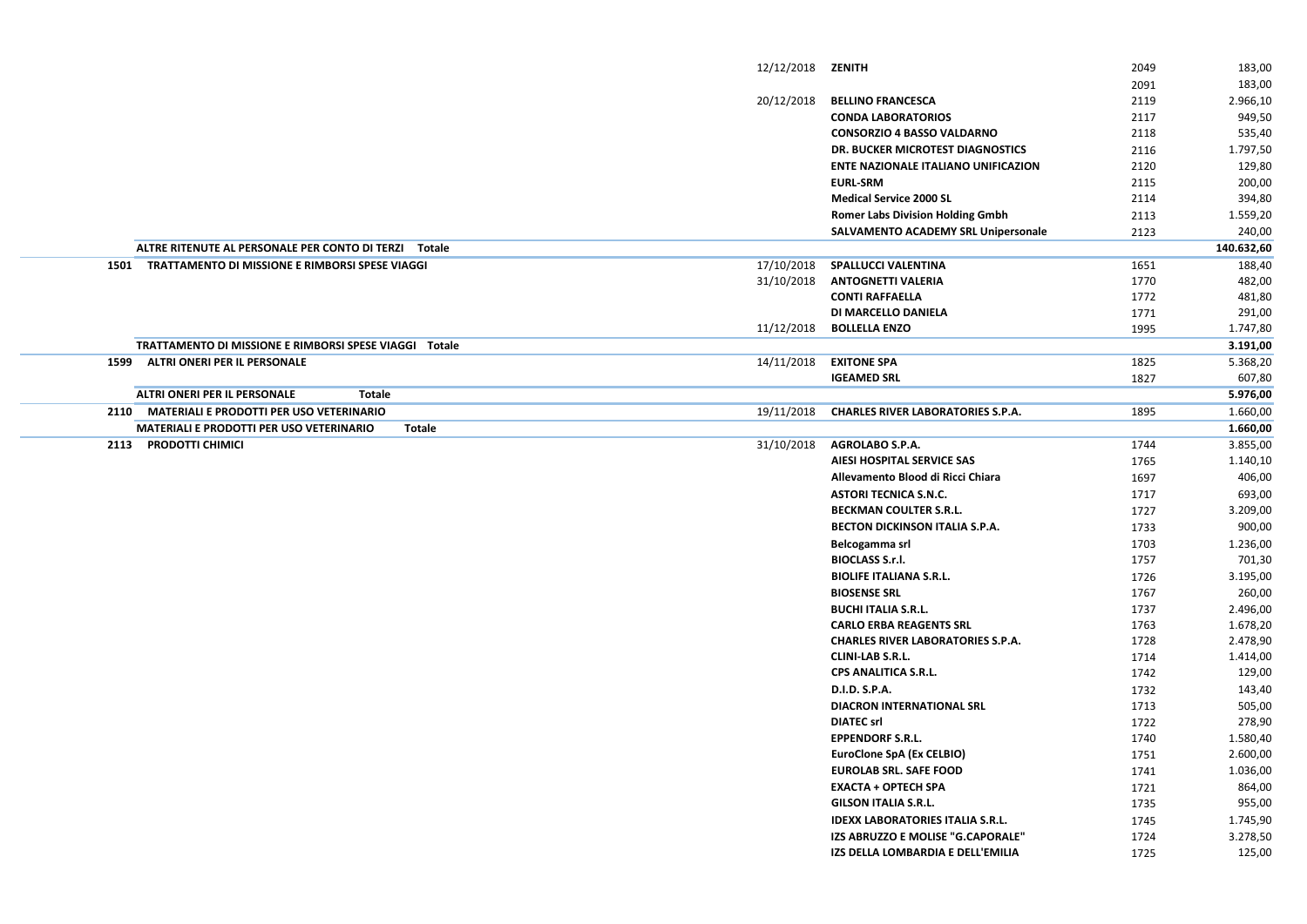| Codice | Voce | Data | Fornitore | N. | Importo |
|---|---|---|---|---|---|
| | | 12/12/2018 | **ZENITH** | 2049 | 183,00 |
| | | | | 2091 | 183,00 |
| | | 20/12/2018 | **BELLINO FRANCESCA** | 2119 | 2.966,10 |
| | | | **CONDA LABORATORIOS** | 2117 | 949,50 |
| | | | **CONSORZIO 4 BASSO VALDARNO** | 2118 | 535,40 |
| | | | **DR. BUCKER MICROTEST DIAGNOSTICS** | 2116 | 1.797,50 |
| | | | **ENTE NAZIONALE ITALIANO UNIFICAZION** | 2120 | 129,80 |
| | | | **EURL-SRM** | 2115 | 200,00 |
| | | | **Medical Service 2000 SL** | 2114 | 394,80 |
| | | | **Romer Labs Division Holding Gmbh** | 2113 | 1.559,20 |
| | | | **SALVAMENTO ACADEMY SRL Unipersonale** | 2123 | 240,00 |
| | **ALTRE RITENUTE AL PERSONALE PER CONTO DI TERZI Totale** | | | | **140.632,60** |
| **1501** | **TRATTAMENTO DI MISSIONE E RIMBORSI SPESE VIAGGI** | 17/10/2018 | **SPALLUCCI VALENTINA** | 1651 | 188,40 |
| | | 31/10/2018 | **ANTOGNETTI VALERIA** | 1770 | 482,00 |
| | | | **CONTI RAFFAELLA** | 1772 | 481,80 |
| | | | **DI MARCELLO DANIELA** | 1771 | 291,00 |
| | | 11/12/2018 | **BOLLELLA ENZO** | 1995 | 1.747,80 |
| | **TRATTAMENTO DI MISSIONE E RIMBORSI SPESE VIAGGI Totale** | | | | **3.191,00** |
| **1599** | **ALTRI ONERI PER IL PERSONALE** | 14/11/2018 | **EXITONE SPA** | 1825 | 5.368,20 |
| | | | **IGEAMED SRL** | 1827 | 607,80 |
| | **ALTRI ONERI PER IL PERSONALE Totale** | | | | **5.976,00** |
| **2110** | **MATERIALI E PRODOTTI PER USO VETERINARIO** | 19/11/2018 | **CHARLES RIVER LABORATORIES S.P.A.** | 1895 | 1.660,00 |
| | **MATERIALI E PRODOTTI PER USO VETERINARIO Totale** | | | | **1.660,00** |
| **2113** | **PRODOTTI CHIMICI** | 31/10/2018 | **AGROLABO S.P.A.** | 1744 | 3.855,00 |
| | | | **AIESI HOSPITAL SERVICE SAS** | 1765 | 1.140,10 |
| | | | **Allevamento Blood di Ricci Chiara** | 1697 | 406,00 |
| | | | **ASTORI TECNICA S.N.C.** | 1717 | 693,00 |
| | | | **BECKMAN COULTER S.R.L.** | 1727 | 3.209,00 |
| | | | **BECTON DICKINSON ITALIA S.P.A.** | 1733 | 900,00 |
| | | | **Belcogamma srl** | 1703 | 1.236,00 |
| | | | **BIOCLASS S.r.l.** | 1757 | 701,30 |
| | | | **BIOLIFE ITALIANA S.R.L.** | 1726 | 3.195,00 |
| | | | **BIOSENSE SRL** | 1767 | 260,00 |
| | | | **BUCHI ITALIA S.R.L.** | 1737 | 2.496,00 |
| | | | **CARLO ERBA REAGENTS SRL** | 1763 | 1.678,20 |
| | | | **CHARLES RIVER LABORATORIES S.P.A.** | 1728 | 2.478,90 |
| | | | **CLINI-LAB S.R.L.** | 1714 | 1.414,00 |
| | | | **CPS ANALITICA S.R.L.** | 1742 | 129,00 |
| | | | **D.I.D. S.P.A.** | 1732 | 143,40 |
| | | | **DIACRON INTERNATIONAL SRL** | 1713 | 505,00 |
| | | | **DIATEC srl** | 1722 | 278,90 |
| | | | **EPPENDORF S.R.L.** | 1740 | 1.580,40 |
| | | | **EuroClone SpA (Ex CELBIO)** | 1751 | 2.600,00 |
| | | | **EUROLAB SRL. SAFE FOOD** | 1741 | 1.036,00 |
| | | | **EXACTA + OPTECH SPA** | 1721 | 864,00 |
| | | | **GILSON ITALIA S.R.L.** | 1735 | 955,00 |
| | | | **IDEXX LABORATORIES ITALIA S.R.L.** | 1745 | 1.745,90 |
| | | | **IZS ABRUZZO E MOLISE "G.CAPORALE"** | 1724 | 3.278,50 |
| | | | **IZS DELLA LOMBARDIA E DELL'EMILIA** | 1725 | 125,00 |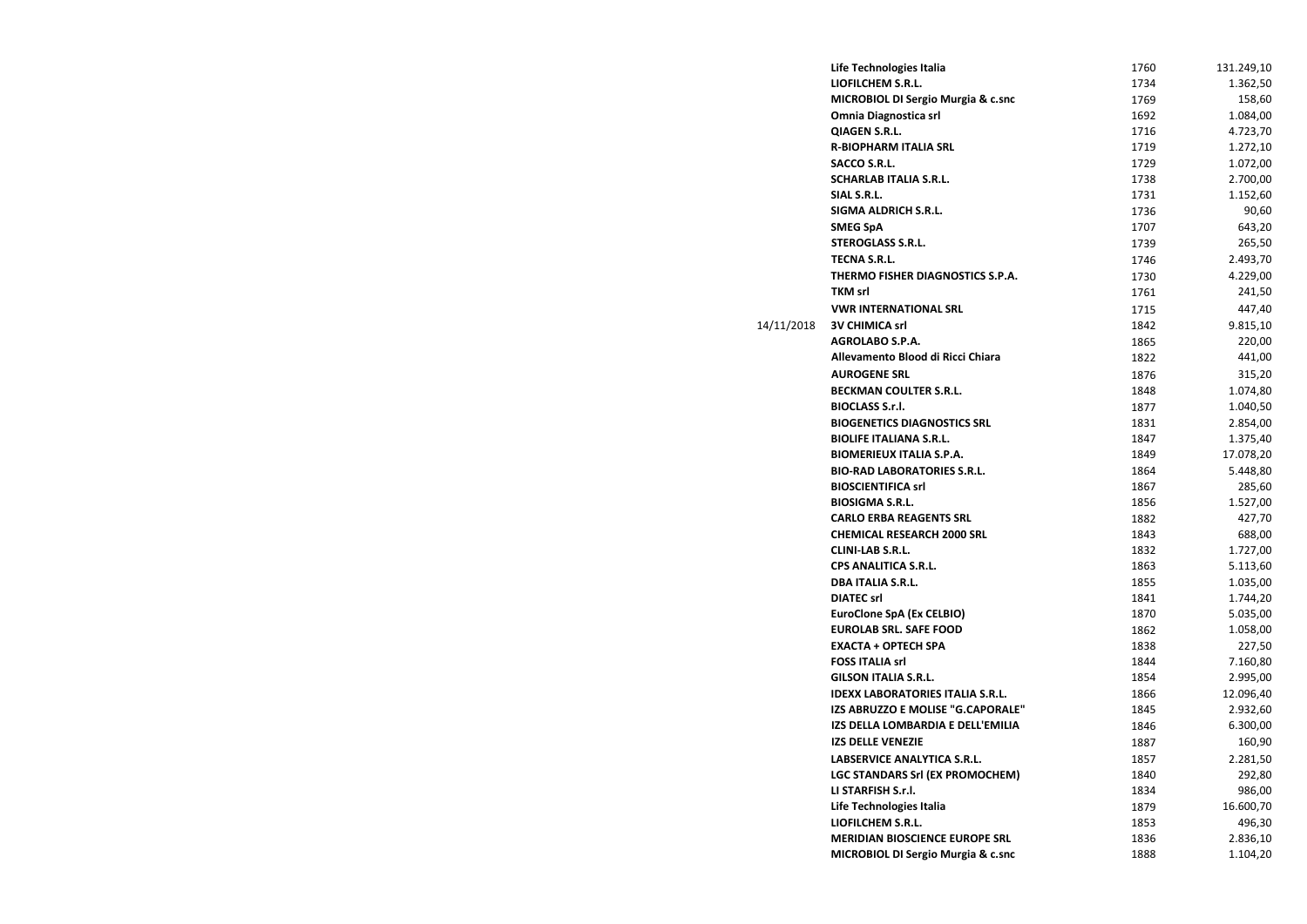| | | | |
|---|---|---|---|
| | **Life Technologies Italia** | 1760 | 131.249,10 |
| | **LIOFILCHEM S.R.L.** | 1734 | 1.362,50 |
| | **MICROBIOL DI Sergio Murgia & c.snc** | 1769 | 158,60 |
| | **Omnia Diagnostica srl** | 1692 | 1.084,00 |
| | **QIAGEN S.R.L.** | 1716 | 4.723,70 |
| | **R-BIOPHARM ITALIA SRL** | 1719 | 1.272,10 |
| | **SACCO S.R.L.** | 1729 | 1.072,00 |
| | **SCHARLAB ITALIA S.R.L.** | 1738 | 2.700,00 |
| | **SIAL S.R.L.** | 1731 | 1.152,60 |
| | **SIGMA ALDRICH S.R.L.** | 1736 | 90,60 |
| | **SMEG SpA** | 1707 | 643,20 |
| | **STEROGLASS S.R.L.** | 1739 | 265,50 |
| | **TECNA S.R.L.** | 1746 | 2.493,70 |
| | **THERMO FISHER DIAGNOSTICS S.P.A.** | 1730 | 4.229,00 |
| | **TKM srl** | 1761 | 241,50 |
| | **VWR INTERNATIONAL SRL** | 1715 | 447,40 |
| 14/11/2018 | **3V CHIMICA srl** | 1842 | 9.815,10 |
| | **AGROLABO S.P.A.** | 1865 | 220,00 |
| | **Allevamento Blood di Ricci Chiara** | 1822 | 441,00 |
| | **AUROGENE SRL** | 1876 | 315,20 |
| | **BECKMAN COULTER S.R.L.** | 1848 | 1.074,80 |
| | **BIOCLASS S.r.l.** | 1877 | 1.040,50 |
| | **BIOGENETICS DIAGNOSTICS SRL** | 1831 | 2.854,00 |
| | **BIOLIFE ITALIANA S.R.L.** | 1847 | 1.375,40 |
| | **BIOMERIEUX ITALIA S.P.A.** | 1849 | 17.078,20 |
| | **BIO-RAD LABORATORIES S.R.L.** | 1864 | 5.448,80 |
| | **BIOSCIENTIFICA srl** | 1867 | 285,60 |
| | **BIOSIGMA S.R.L.** | 1856 | 1.527,00 |
| | **CARLO ERBA REAGENTS SRL** | 1882 | 427,70 |
| | **CHEMICAL RESEARCH 2000 SRL** | 1843 | 688,00 |
| | **CLINI-LAB S.R.L.** | 1832 | 1.727,00 |
| | **CPS ANALITICA S.R.L.** | 1863 | 5.113,60 |
| | **DBA ITALIA S.R.L.** | 1855 | 1.035,00 |
| | **DIATEC srl** | 1841 | 1.744,20 |
| | **EuroClone SpA (Ex CELBIO)** | 1870 | 5.035,00 |
| | **EUROLAB SRL. SAFE FOOD** | 1862 | 1.058,00 |
| | **EXACTA + OPTECH SPA** | 1838 | 227,50 |
| | **FOSS ITALIA srl** | 1844 | 7.160,80 |
| | **GILSON ITALIA S.R.L.** | 1854 | 2.995,00 |
| | **IDEXX LABORATORIES ITALIA S.R.L.** | 1866 | 12.096,40 |
| | **IZS ABRUZZO E MOLISE "G.CAPORALE"** | 1845 | 2.932,60 |
| | **IZS DELLA LOMBARDIA E DELL'EMILIA** | 1846 | 6.300,00 |
| | **IZS DELLE VENEZIE** | 1887 | 160,90 |
| | **LABSERVICE ANALYTICA S.R.L.** | 1857 | 2.281,50 |
| | **LGC STANDARS Srl (EX PROMOCHEM)** | 1840 | 292,80 |
| | **LI STARFISH S.r.l.** | 1834 | 986,00 |
| | **Life Technologies Italia** | 1879 | 16.600,70 |
| | **LIOFILCHEM S.R.L.** | 1853 | 496,30 |
| | **MERIDIAN BIOSCIENCE EUROPE SRL** | 1836 | 2.836,10 |
| | **MICROBIOL DI Sergio Murgia & c.snc** | 1888 | 1.104,20 |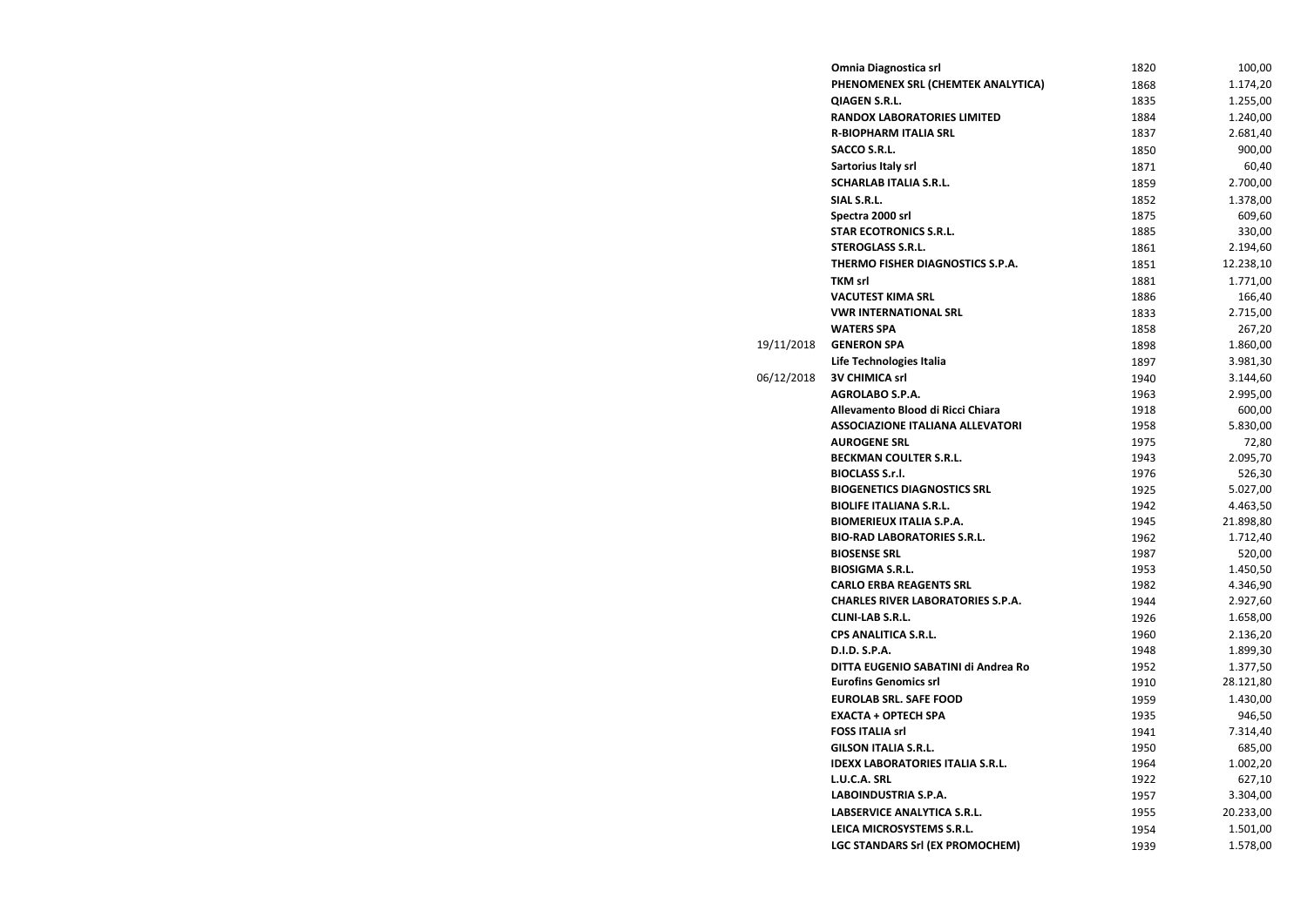| | | | |
|---|---|---|---|
| | Omnia Diagnostica srl | 1820 | 100,00 |
| | PHENOMENEX SRL (CHEMTEK ANALYTICA) | 1868 | 1.174,20 |
| | QIAGEN S.R.L. | 1835 | 1.255,00 |
| | RANDOX LABORATORIES LIMITED | 1884 | 1.240,00 |
| | R-BIOPHARM ITALIA SRL | 1837 | 2.681,40 |
| | SACCO S.R.L. | 1850 | 900,00 |
| | Sartorius Italy srl | 1871 | 60,40 |
| | SCHARLAB ITALIA S.R.L. | 1859 | 2.700,00 |
| | SIAL S.R.L. | 1852 | 1.378,00 |
| | Spectra 2000 srl | 1875 | 609,60 |
| | STAR ECOTRONICS S.R.L. | 1885 | 330,00 |
| | STEROGLASS S.R.L. | 1861 | 2.194,60 |
| | THERMO FISHER DIAGNOSTICS S.P.A. | 1851 | 12.238,10 |
| | TKM srl | 1881 | 1.771,00 |
| | VACUTEST KIMA SRL | 1886 | 166,40 |
| | VWR INTERNATIONAL SRL | 1833 | 2.715,00 |
| | WATERS SPA | 1858 | 267,20 |
| 19/11/2018 | GENERON SPA | 1898 | 1.860,00 |
| | Life Technologies Italia | 1897 | 3.981,30 |
| 06/12/2018 | 3V CHIMICA srl | 1940 | 3.144,60 |
| | AGROLABO S.P.A. | 1963 | 2.995,00 |
| | Allevamento Blood di Ricci Chiara | 1918 | 600,00 |
| | ASSOCIAZIONE ITALIANA ALLEVATORI | 1958 | 5.830,00 |
| | AUROGENE SRL | 1975 | 72,80 |
| | BECKMAN COULTER S.R.L. | 1943 | 2.095,70 |
| | BIOCLASS S.r.l. | 1976 | 526,30 |
| | BIOGENETICS DIAGNOSTICS SRL | 1925 | 5.027,00 |
| | BIOLIFE ITALIANA S.R.L. | 1942 | 4.463,50 |
| | BIOMERIEUX ITALIA S.P.A. | 1945 | 21.898,80 |
| | BIO-RAD LABORATORIES S.R.L. | 1962 | 1.712,40 |
| | BIOSENSE SRL | 1987 | 520,00 |
| | BIOSIGMA S.R.L. | 1953 | 1.450,50 |
| | CARLO ERBA REAGENTS SRL | 1982 | 4.346,90 |
| | CHARLES RIVER LABORATORIES S.P.A. | 1944 | 2.927,60 |
| | CLINI-LAB S.R.L. | 1926 | 1.658,00 |
| | CPS ANALITICA S.R.L. | 1960 | 2.136,20 |
| | D.I.D. S.P.A. | 1948 | 1.899,30 |
| | DITTA EUGENIO SABATINI di Andrea Ro | 1952 | 1.377,50 |
| | Eurofins Genomics srl | 1910 | 28.121,80 |
| | EUROLAB SRL. SAFE FOOD | 1959 | 1.430,00 |
| | EXACTA + OPTECH SPA | 1935 | 946,50 |
| | FOSS ITALIA srl | 1941 | 7.314,40 |
| | GILSON ITALIA S.R.L. | 1950 | 685,00 |
| | IDEXX LABORATORIES ITALIA S.R.L. | 1964 | 1.002,20 |
| | L.U.C.A. SRL | 1922 | 627,10 |
| | LABOINDUSTRIA S.P.A. | 1957 | 3.304,00 |
| | LABSERVICE ANALYTICA S.R.L. | 1955 | 20.233,00 |
| | LEICA MICROSYSTEMS S.R.L. | 1954 | 1.501,00 |
| | LGC STANDARS Srl (EX PROMOCHEM) | 1939 | 1.578,00 |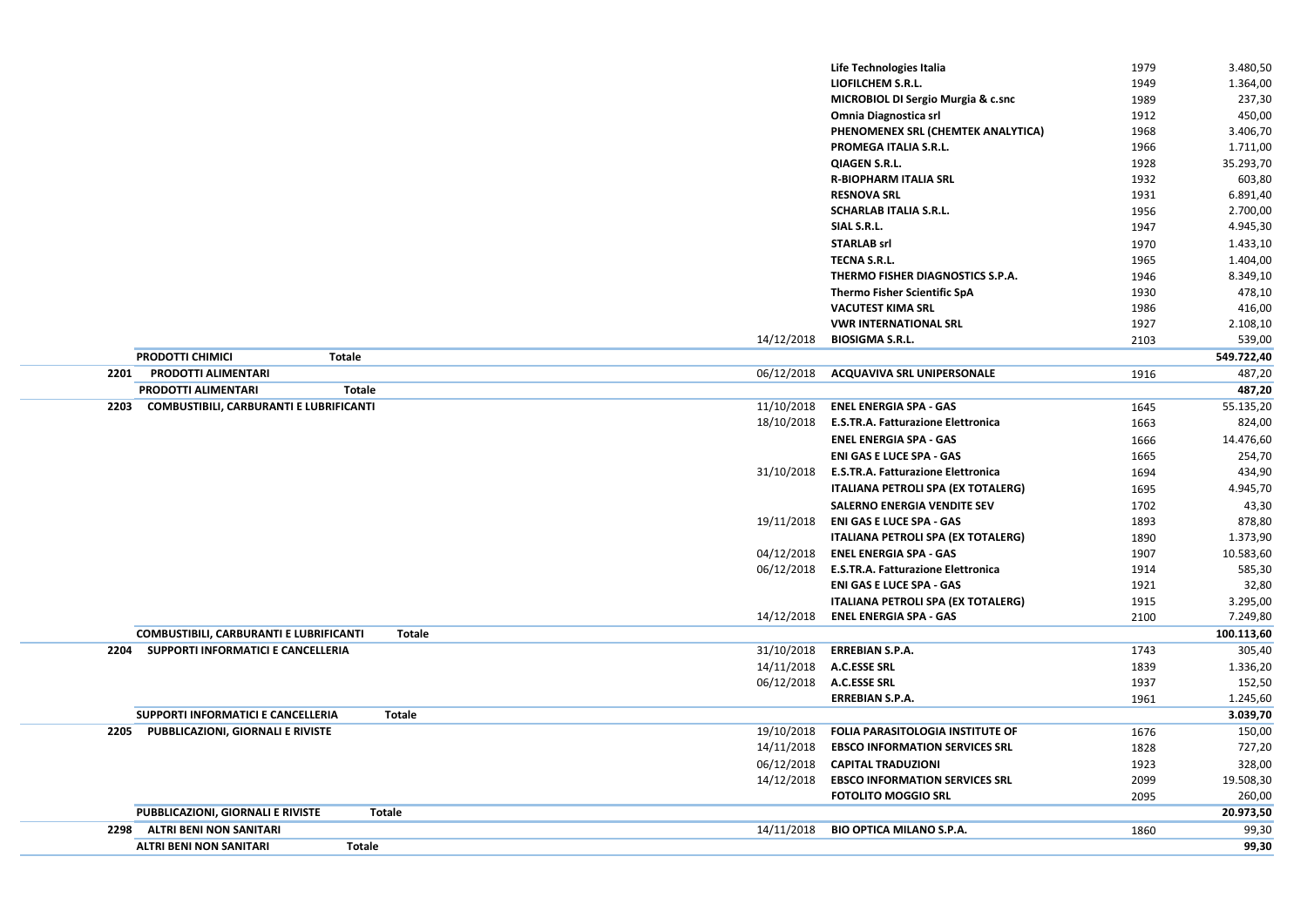| Codice | Descrizione | Data | Fornitore | N. | Importo |
|---|---|---|---|---|---|
| | | | Life Technologies Italia | 1979 | 3.480,50 |
| | | | LIOFILCHEM S.R.L. | 1949 | 1.364,00 |
| | | | MICROBIOL DI Sergio Murgia & c.snc | 1989 | 237,30 |
| | | | Omnia Diagnostica srl | 1912 | 450,00 |
| | | | PHENOMENEX SRL (CHEMTEK ANALYTICA) | 1968 | 3.406,70 |
| | | | PROMEGA ITALIA S.R.L. | 1966 | 1.711,00 |
| | | | QIAGEN S.R.L. | 1928 | 35.293,70 |
| | | | R-BIOPHARM ITALIA SRL | 1932 | 603,80 |
| | | | RESNOVA SRL | 1931 | 6.891,40 |
| | | | SCHARLAB ITALIA S.R.L. | 1956 | 2.700,00 |
| | | | SIAL S.R.L. | 1947 | 4.945,30 |
| | | | STARLAB srl | 1970 | 1.433,10 |
| | | | TECNA S.R.L. | 1965 | 1.404,00 |
| | | | THERMO FISHER DIAGNOSTICS S.P.A. | 1946 | 8.349,10 |
| | | | Thermo Fisher Scientific SpA | 1930 | 478,10 |
| | | | VACUTEST KIMA SRL | 1986 | 416,00 |
| | | | VWR INTERNATIONAL SRL | 1927 | 2.108,10 |
| | | 14/12/2018 | BIOSIGMA S.R.L. | 2103 | 539,00 |
| | **PRODOTTI CHIMICI Totale** | | | | **549.722,40** |
| **2201** | **PRODOTTI ALIMENTARI** | 06/12/2018 | ACQUAVIVA SRL UNIPERSONALE | 1916 | 487,20 |
| | **PRODOTTI ALIMENTARI Totale** | | | | **487,20** |
| **2203** | **COMBUSTIBILI, CARBURANTI E LUBRIFICANTI** | 11/10/2018 | ENEL ENERGIA SPA - GAS | 1645 | 55.135,20 |
| | | 18/10/2018 | E.S.TR.A. Fatturazione Elettronica | 1663 | 824,00 |
| | | | ENEL ENERGIA SPA - GAS | 1666 | 14.476,60 |
| | | | ENI GAS E LUCE SPA - GAS | 1665 | 254,70 |
| | | 31/10/2018 | E.S.TR.A. Fatturazione Elettronica | 1694 | 434,90 |
| | | | ITALIANA PETROLI SPA (EX TOTALERG) | 1695 | 4.945,70 |
| | | | SALERNO ENERGIA VENDITE SEV | 1702 | 43,30 |
| | | 19/11/2018 | ENI GAS E LUCE SPA - GAS | 1893 | 878,80 |
| | | | ITALIANA PETROLI SPA (EX TOTALERG) | 1890 | 1.373,90 |
| | | 04/12/2018 | ENEL ENERGIA SPA - GAS | 1907 | 10.583,60 |
| | | 06/12/2018 | E.S.TR.A. Fatturazione Elettronica | 1914 | 585,30 |
| | | | ENI GAS E LUCE SPA - GAS | 1921 | 32,80 |
| | | | ITALIANA PETROLI SPA (EX TOTALERG) | 1915 | 3.295,00 |
| | | 14/12/2018 | ENEL ENERGIA SPA - GAS | 2100 | 7.249,80 |
| | **COMBUSTIBILI, CARBURANTI E LUBRIFICANTI Totale** | | | | **100.113,60** |
| **2204** | **SUPPORTI INFORMATICI E CANCELLERIA** | 31/10/2018 | ERREBIAN S.P.A. | 1743 | 305,40 |
| | | 14/11/2018 | A.C.ESSE SRL | 1839 | 1.336,20 |
| | | 06/12/2018 | A.C.ESSE SRL | 1937 | 152,50 |
| | | | ERREBIAN S.P.A. | 1961 | 1.245,60 |
| | **SUPPORTI INFORMATICI E CANCELLERIA Totale** | | | | **3.039,70** |
| **2205** | **PUBBLICAZIONI, GIORNALI E RIVISTE** | 19/10/2018 | FOLIA PARASITOLOGIA INSTITUTE OF | 1676 | 150,00 |
| | | 14/11/2018 | EBSCO INFORMATION SERVICES SRL | 1828 | 727,20 |
| | | 06/12/2018 | CAPITAL TRADUZIONI | 1923 | 328,00 |
| | | 14/12/2018 | EBSCO INFORMATION SERVICES SRL | 2099 | 19.508,30 |
| | | | FOTOLITO MOGGIO SRL | 2095 | 260,00 |
| | **PUBBLICAZIONI, GIORNALI E RIVISTE Totale** | | | | **20.973,50** |
| **2298** | **ALTRI BENI NON SANITARI** | 14/11/2018 | BIO OPTICA MILANO S.P.A. | 1860 | 99,30 |
| | **ALTRI BENI NON SANITARI Totale** | | | | **99,30** |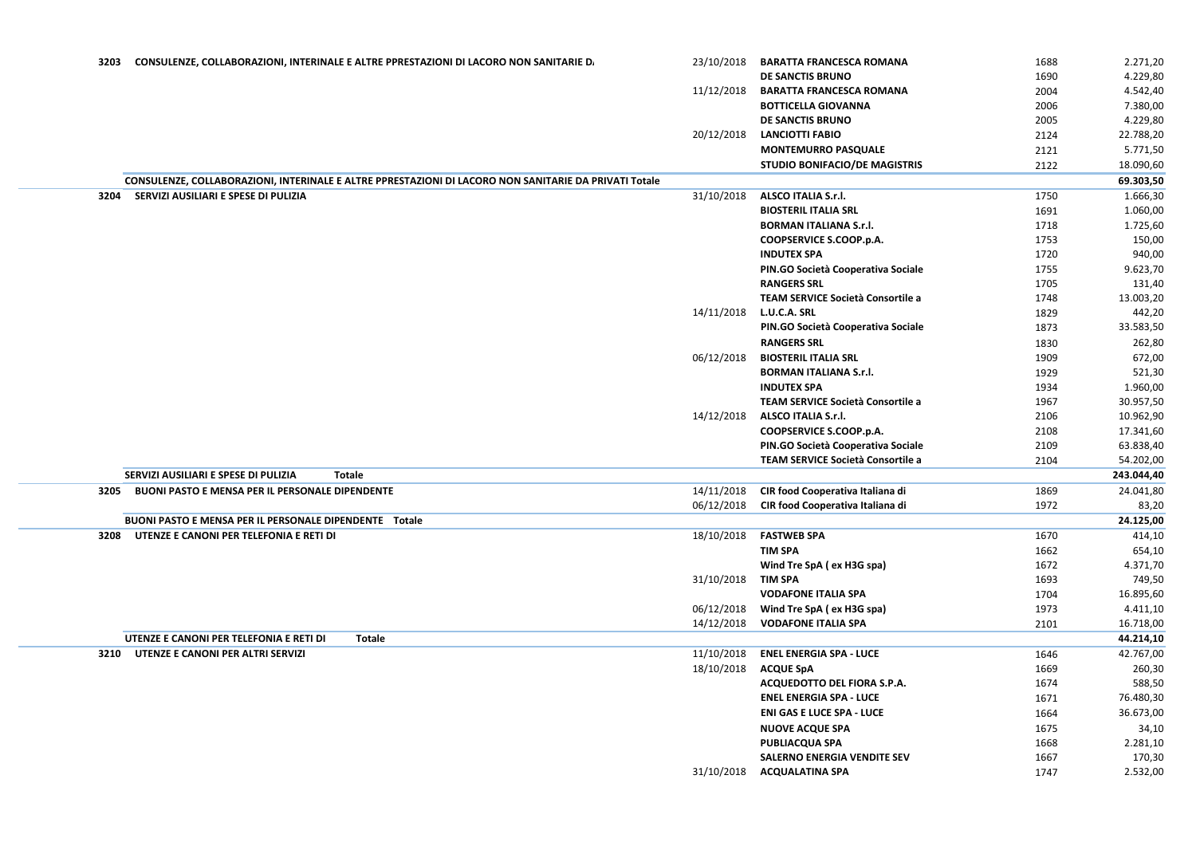| Codice | Voce | Data | Beneficiario | N. | Importo |
|---|---|---|---|---|---|
| 3203 | CONSULENZE, COLLABORAZIONI, INTERINALE E ALTRE PPRESTAZIONI DI LACORO NON SANITARIE DA | 23/10/2018 | **BARATTA FRANCESCA ROMANA** | 1688 | 2.271,20 |
| | | | **DE SANCTIS BRUNO** | 1690 | 4.229,80 |
| | | 11/12/2018 | **BARATTA FRANCESCA ROMANA** | 2004 | 4.542,40 |
| | | | **BOTTICELLA GIOVANNA** | 2006 | 7.380,00 |
| | | | **DE SANCTIS BRUNO** | 2005 | 4.229,80 |
| | | 20/12/2018 | **LANCIOTTI FABIO** | 2124 | 22.788,20 |
| | | | **MONTEMURRO PASQUALE** | 2121 | 5.771,50 |
| | | | **STUDIO BONIFACIO/DE MAGISTRIS** | 2122 | 18.090,60 |
| | **CONSULENZE, COLLABORAZIONI, INTERINALE E ALTRE PPRESTAZIONI DI LACORO NON SANITARIE DA PRIVATI Totale** | | | | **69.303,50** |
| 3204 | SERVIZI AUSILIARI E SPESE DI PULIZIA | 31/10/2018 | **ALSCO ITALIA S.r.l.** | 1750 | 1.666,30 |
| | | | **BIOSTERIL ITALIA SRL** | 1691 | 1.060,00 |
| | | | **BORMAN ITALIANA S.r.l.** | 1718 | 1.725,60 |
| | | | **COOPSERVICE S.COOP.p.A.** | 1753 | 150,00 |
| | | | **INDUTEX SPA** | 1720 | 940,00 |
| | | | **PIN.GO Società Cooperativa Sociale** | 1755 | 9.623,70 |
| | | | **RANGERS SRL** | 1705 | 131,40 |
| | | | **TEAM SERVICE Società Consortile a** | 1748 | 13.003,20 |
| | | 14/11/2018 | **L.U.C.A. SRL** | 1829 | 442,20 |
| | | | **PIN.GO Società Cooperativa Sociale** | 1873 | 33.583,50 |
| | | | **RANGERS SRL** | 1830 | 262,80 |
| | | 06/12/2018 | **BIOSTERIL ITALIA SRL** | 1909 | 672,00 |
| | | | **BORMAN ITALIANA S.r.l.** | 1929 | 521,30 |
| | | | **INDUTEX SPA** | 1934 | 1.960,00 |
| | | | **TEAM SERVICE Società Consortile a** | 1967 | 30.957,50 |
| | | 14/12/2018 | **ALSCO ITALIA S.r.l.** | 2106 | 10.962,90 |
| | | | **COOPSERVICE S.COOP.p.A.** | 2108 | 17.341,60 |
| | | | **PIN.GO Società Cooperativa Sociale** | 2109 | 63.838,40 |
| | | | **TEAM SERVICE Società Consortile a** | 2104 | 54.202,00 |
| | **SERVIZI AUSILIARI E SPESE DI PULIZIA Totale** | | | | **243.044,40** |
| 3205 | BUONI PASTO E MENSA PER IL PERSONALE DIPENDENTE | 14/11/2018 | **CIR food Cooperativa Italiana di** | 1869 | 24.041,80 |
| | | 06/12/2018 | **CIR food Cooperativa Italiana di** | 1972 | 83,20 |
| | **BUONI PASTO E MENSA PER IL PERSONALE DIPENDENTE Totale** | | | | **24.125,00** |
| 3208 | UTENZE E CANONI PER TELEFONIA E RETI DI | 18/10/2018 | **FASTWEB SPA** | 1670 | 414,10 |
| | | | **TIM SPA** | 1662 | 654,10 |
| | | | **Wind Tre SpA ( ex H3G spa)** | 1672 | 4.371,70 |
| | | 31/10/2018 | **TIM SPA** | 1693 | 749,50 |
| | | | **VODAFONE ITALIA SPA** | 1704 | 16.895,60 |
| | | 06/12/2018 | **Wind Tre SpA ( ex H3G spa)** | 1973 | 4.411,10 |
| | | 14/12/2018 | **VODAFONE ITALIA SPA** | 2101 | 16.718,00 |
| | **UTENZE E CANONI PER TELEFONIA E RETI DI Totale** | | | | **44.214,10** |
| 3210 | UTENZE E CANONI PER ALTRI SERVIZI | 11/10/2018 | **ENEL ENERGIA SPA - LUCE** | 1646 | 42.767,00 |
| | | 18/10/2018 | **ACQUE SpA** | 1669 | 260,30 |
| | | | **ACQUEDOTTO DEL FIORA S.P.A.** | 1674 | 588,50 |
| | | | **ENEL ENERGIA SPA - LUCE** | 1671 | 76.480,30 |
| | | | **ENI GAS E LUCE SPA - LUCE** | 1664 | 36.673,00 |
| | | | **NUOVE ACQUE SPA** | 1675 | 34,10 |
| | | | **PUBLIACQUA SPA** | 1668 | 2.281,10 |
| | | | **SALERNO ENERGIA VENDITE SEV** | 1667 | 170,30 |
| | | 31/10/2018 | **ACQUALATINA SPA** | 1747 | 2.532,00 |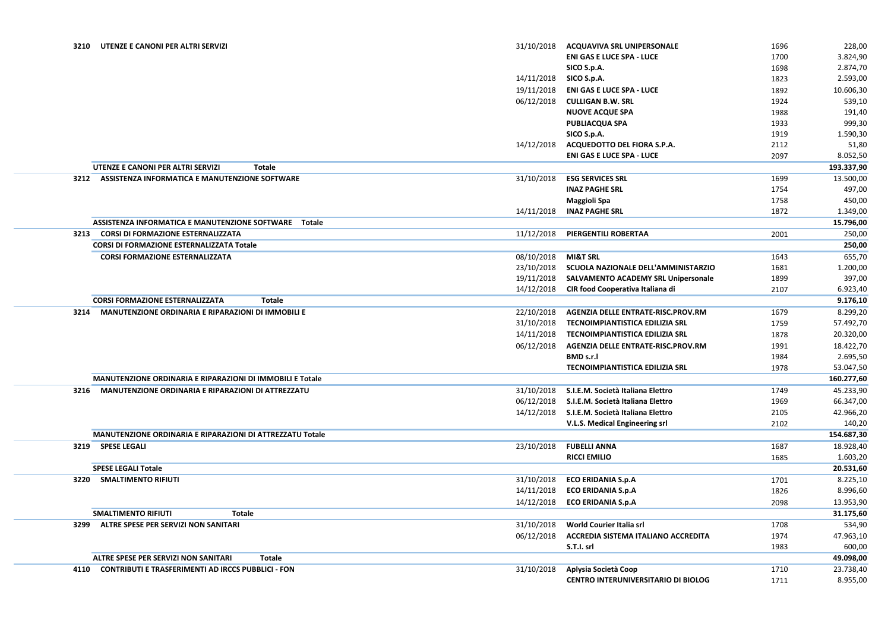| Conto | Descrizione | Data | Fornitore | N. | Importo |
|---|---|---|---|---|---|
| 3210 | UTENZE E CANONI PER ALTRI SERVIZI | 31/10/2018 | ACQUAVIVA SRL UNIPERSONALE | 1696 | 228,00 |
| | | | ENI GAS E LUCE SPA - LUCE | 1700 | 3.824,90 |
| | | | SICO S.p.A. | 1698 | 2.874,70 |
| | | 14/11/2018 | SICO S.p.A. | 1823 | 2.593,00 |
| | | 19/11/2018 | ENI GAS E LUCE SPA - LUCE | 1892 | 10.606,30 |
| | | 06/12/2018 | CULLIGAN B.W. SRL | 1924 | 539,10 |
| | | | NUOVE ACQUE SPA | 1988 | 191,40 |
| | | | PUBLIACQUA SPA | 1933 | 999,30 |
| | | | SICO S.p.A. | 1919 | 1.590,30 |
| | | 14/12/2018 | ACQUEDOTTO DEL FIORA S.P.A. | 2112 | 51,80 |
| | | | ENI GAS E LUCE SPA - LUCE | 2097 | 8.052,50 |
| | **UTENZE E CANONI PER ALTRI SERVIZI Totale** | | | | **193.337,90** |
| 3212 | ASSISTENZA INFORMATICA E MANUTENZIONE SOFTWARE | 31/10/2018 | ESG SERVICES SRL | 1699 | 13.500,00 |
| | | | INAZ PAGHE SRL | 1754 | 497,00 |
| | | | Maggioli Spa | 1758 | 450,00 |
| | | 14/11/2018 | INAZ PAGHE SRL | 1872 | 1.349,00 |
| | **ASSISTENZA INFORMATICA E MANUTENZIONE SOFTWARE Totale** | | | | **15.796,00** |
| 3213 | CORSI DI FORMAZIONE ESTERNALIZZATA | 11/12/2018 | PIERGENTILI ROBERTAA | 2001 | 250,00 |
| | **CORSI DI FORMAZIONE ESTERNALIZZATA Totale** | | | | **250,00** |
| | CORSI FORMAZIONE ESTERNALIZZATA | 08/10/2018 | MI&T SRL | 1643 | 655,70 |
| | | 23/10/2018 | SCUOLA NAZIONALE DELL'AMMINISTARZIO | 1681 | 1.200,00 |
| | | 19/11/2018 | SALVAMENTO ACADEMY SRL Unipersonale | 1899 | 397,00 |
| | | 14/12/2018 | CIR food Cooperativa Italiana di | 2107 | 6.923,40 |
| | **CORSI FORMAZIONE ESTERNALIZZATA Totale** | | | | **9.176,10** |
| 3214 | MANUTENZIONE ORDINARIA E RIPARAZIONI DI IMMOBILI E | 22/10/2018 | AGENZIA DELLE ENTRATE-RISC.PROV.RM | 1679 | 8.299,20 |
| | | 31/10/2018 | TECNOIMPIANTISTICA EDILIZIA SRL | 1759 | 57.492,70 |
| | | 14/11/2018 | TECNOIMPIANTISTICA EDILIZIA SRL | 1878 | 20.320,00 |
| | | 06/12/2018 | AGENZIA DELLE ENTRATE-RISC.PROV.RM | 1991 | 18.422,70 |
| | | | BMD s.r.l | 1984 | 2.695,50 |
| | | | TECNOIMPIANTISTICA EDILIZIA SRL | 1978 | 53.047,50 |
| | **MANUTENZIONE ORDINARIA E RIPARAZIONI DI IMMOBILI E Totale** | | | | **160.277,60** |
| 3216 | MANUTENZIONE ORDINARIA E RIPARAZIONI DI ATTREZZATU | 31/10/2018 | S.I.E.M. Società Italiana Elettro | 1749 | 45.233,90 |
| | | 06/12/2018 | S.I.E.M. Società Italiana Elettro | 1969 | 66.347,00 |
| | | 14/12/2018 | S.I.E.M. Società Italiana Elettro | 2105 | 42.966,20 |
| | | | V.L.S. Medical Engineering srl | 2102 | 140,20 |
| | **MANUTENZIONE ORDINARIA E RIPARAZIONI DI ATTREZZATU Totale** | | | | **154.687,30** |
| 3219 | SPESE LEGALI | 23/10/2018 | FUBELLI ANNA | 1687 | 18.928,40 |
| | | | RICCI EMILIO | 1685 | 1.603,20 |
| | **SPESE LEGALI Totale** | | | | **20.531,60** |
| 3220 | SMALTIMENTO RIFIUTI | 31/10/2018 | ECO ERIDANIA S.p.A | 1701 | 8.225,10 |
| | | 14/11/2018 | ECO ERIDANIA S.p.A | 1826 | 8.996,60 |
| | | 14/12/2018 | ECO ERIDANIA S.p.A | 2098 | 13.953,90 |
| | **SMALTIMENTO RIFIUTI Totale** | | | | **31.175,60** |
| 3299 | ALTRE SPESE PER SERVIZI NON SANITARI | 31/10/2018 | World Courier Italia srl | 1708 | 534,90 |
| | | 06/12/2018 | ACCREDIA SISTEMA ITALIANO ACCREDITA | 1974 | 47.963,10 |
| | | | S.T.I. srl | 1983 | 600,00 |
| | **ALTRE SPESE PER SERVIZI NON SANITARI Totale** | | | | **49.098,00** |
| 4110 | CONTRIBUTI E TRASFERIMENTI AD IRCCS PUBBLICI - FON | 31/10/2018 | Aplysia Società Coop | 1710 | 23.738,40 |
| | | | CENTRO INTERUNIVERSITARIO DI BIOLOG | 1711 | 8.955,00 |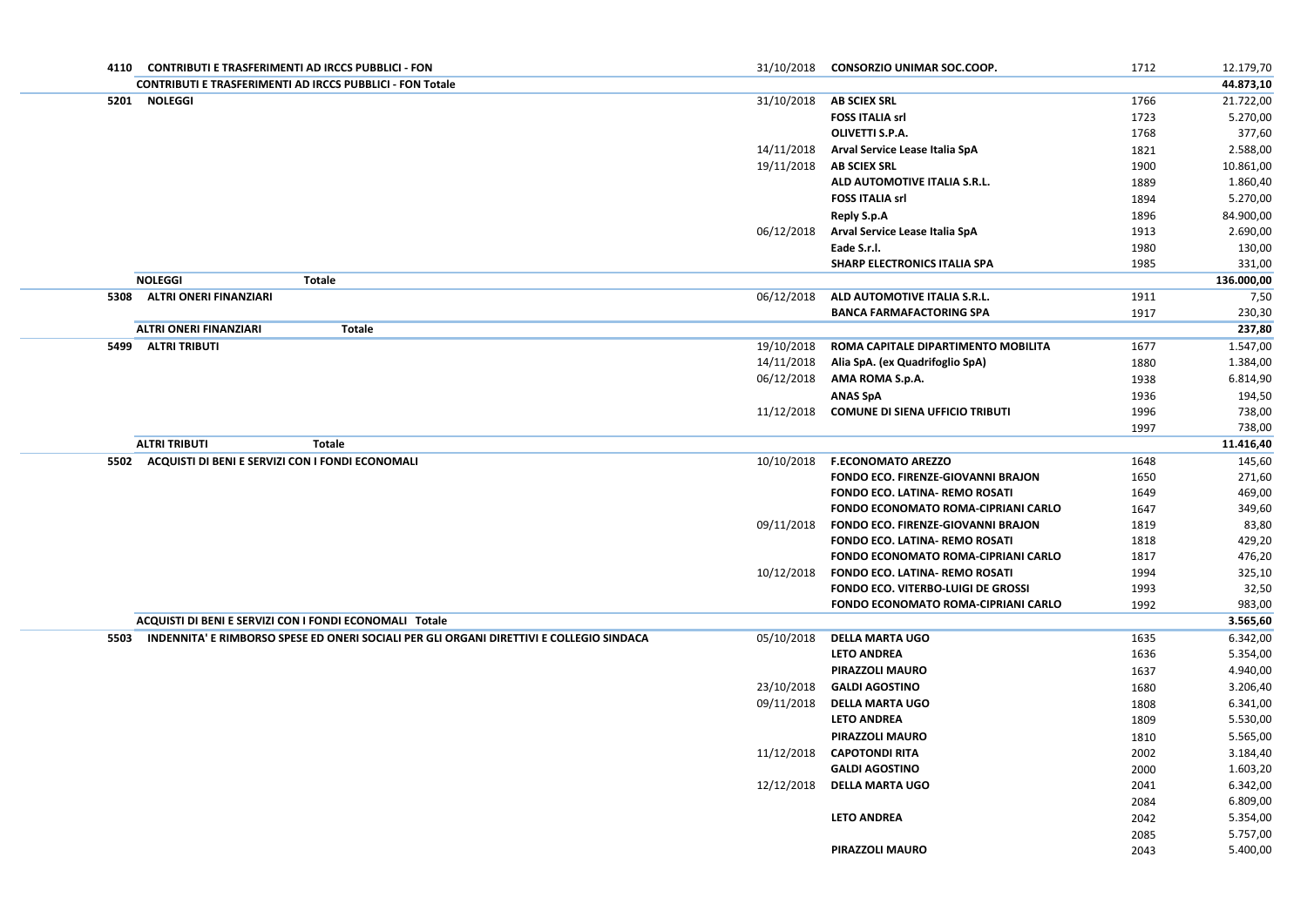| Codice | Descrizione | Data | Beneficiario | N. | Importo |
|---|---|---|---|---|---|
| 4110 | CONTRIBUTI E TRASFERIMENTI AD IRCCS PUBBLICI - FON | 31/10/2018 | CONSORZIO UNIMAR SOC.COOP. | 1712 | 12.179,70 |
| | **CONTRIBUTI E TRASFERIMENTI AD IRCCS PUBBLICI - FON Totale** | | | | **44.873,10** |
| 5201 | NOLEGGI | 31/10/2018 | AB SCIEX SRL | 1766 | 21.722,00 |
| | | | FOSS ITALIA srl | 1723 | 5.270,00 |
| | | | OLIVETTI S.P.A. | 1768 | 377,60 |
| | | 14/11/2018 | Arval Service Lease Italia SpA | 1821 | 2.588,00 |
| | | 19/11/2018 | AB SCIEX SRL | 1900 | 10.861,00 |
| | | | ALD AUTOMOTIVE ITALIA S.R.L. | 1889 | 1.860,40 |
| | | | FOSS ITALIA srl | 1894 | 5.270,00 |
| | | | Reply S.p.A | 1896 | 84.900,00 |
| | | 06/12/2018 | Arval Service Lease Italia SpA | 1913 | 2.690,00 |
| | | | Eade S.r.l. | 1980 | 130,00 |
| | | | SHARP ELECTRONICS ITALIA SPA | 1985 | 331,00 |
| | **NOLEGGI Totale** | | | | **136.000,00** |
| 5308 | ALTRI ONERI FINANZIARI | 06/12/2018 | ALD AUTOMOTIVE ITALIA S.R.L. | 1911 | 7,50 |
| | | | BANCA FARMAFACTORING SPA | 1917 | 230,30 |
| | **ALTRI ONERI FINANZIARI Totale** | | | | **237,80** |
| 5499 | ALTRI TRIBUTI | 19/10/2018 | ROMA CAPITALE DIPARTIMENTO MOBILITA | 1677 | 1.547,00 |
| | | 14/11/2018 | Alia SpA. (ex Quadrifoglio SpA) | 1880 | 1.384,00 |
| | | 06/12/2018 | AMA ROMA S.p.A. | 1938 | 6.814,90 |
| | | | ANAS SpA | 1936 | 194,50 |
| | | 11/12/2018 | COMUNE DI SIENA UFFICIO TRIBUTI | 1996 | 738,00 |
| | | | | 1997 | 738,00 |
| | **ALTRI TRIBUTI Totale** | | | | **11.416,40** |
| 5502 | ACQUISTI DI BENI E SERVIZI CON I FONDI ECONOMALI | 10/10/2018 | F.ECONOMATO AREZZO | 1648 | 145,60 |
| | | | FONDO ECO. FIRENZE-GIOVANNI BRAJON | 1650 | 271,60 |
| | | | FONDO ECO. LATINA- REMO ROSATI | 1649 | 469,00 |
| | | | FONDO ECONOMATO ROMA-CIPRIANI CARLO | 1647 | 349,60 |
| | | 09/11/2018 | FONDO ECO. FIRENZE-GIOVANNI BRAJON | 1819 | 83,80 |
| | | | FONDO ECO. LATINA- REMO ROSATI | 1818 | 429,20 |
| | | | FONDO ECONOMATO ROMA-CIPRIANI CARLO | 1817 | 476,20 |
| | | 10/12/2018 | FONDO ECO. LATINA- REMO ROSATI | 1994 | 325,10 |
| | | | FONDO ECO. VITERBO-LUIGI DE GROSSI | 1993 | 32,50 |
| | | | FONDO ECONOMATO ROMA-CIPRIANI CARLO | 1992 | 983,00 |
| | **ACQUISTI DI BENI E SERVIZI CON I FONDI ECONOMALI Totale** | | | | **3.565,60** |
| 5503 | INDENNITA' E RIMBORSO SPESE ED ONERI SOCIALI PER GLI ORGANI DIRETTIVI E COLLEGIO SINDACA | 05/10/2018 | DELLA MARTA UGO | 1635 | 6.342,00 |
| | | | LETO ANDREA | 1636 | 5.354,00 |
| | | | PIRAZZOLI MAURO | 1637 | 4.940,00 |
| | | 23/10/2018 | GALDI AGOSTINO | 1680 | 3.206,40 |
| | | 09/11/2018 | DELLA MARTA UGO | 1808 | 6.341,00 |
| | | | LETO ANDREA | 1809 | 5.530,00 |
| | | | PIRAZZOLI MAURO | 1810 | 5.565,00 |
| | | 11/12/2018 | CAPOTONDI RITA | 2002 | 3.184,40 |
| | | | GALDI AGOSTINO | 2000 | 1.603,20 |
| | | 12/12/2018 | DELLA MARTA UGO | 2041 | 6.342,00 |
| | | | | 2084 | 6.809,00 |
| | | | LETO ANDREA | 2042 | 5.354,00 |
| | | | | 2085 | 5.757,00 |
| | | | PIRAZZOLI MAURO | 2043 | 5.400,00 |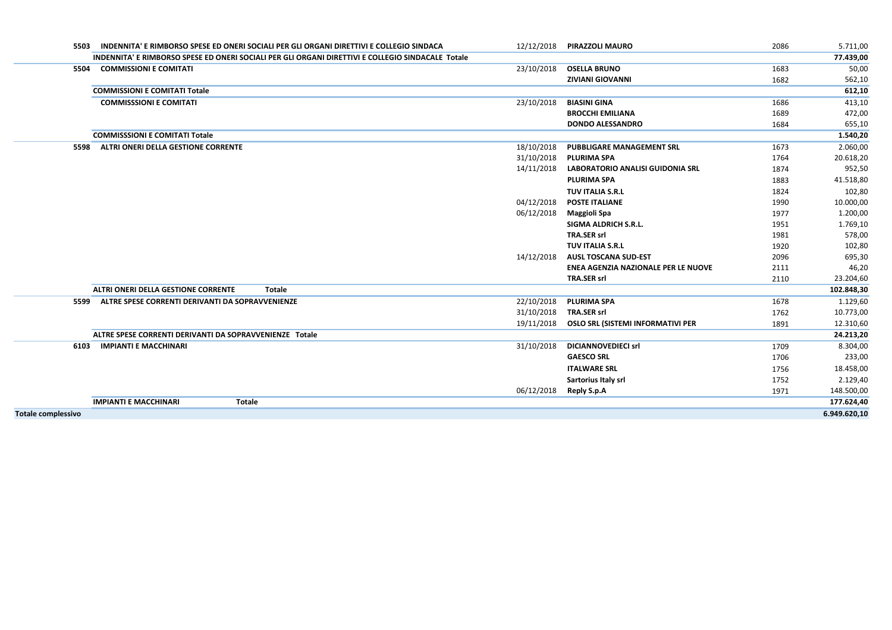| | | | | | |
|---|---|---|---|---|---|
| 5503 | INDENNITA' E RIMBORSO SPESE ED ONERI SOCIALI PER GLI ORGANI DIRETTIVI E COLLEGIO SINDACA | 12/12/2018 | PIRAZZOLI MAURO | 2086 | 5.711,00 |
| | INDENNITA' E RIMBORSO SPESE ED ONERI SOCIALI PER GLI ORGANI DIRETTIVI E COLLEGIO SINDACALE Totale | | | | 77.439,00 |
| 5504 | COMMISSIONI E COMITATI | 23/10/2018 | OSELLA BRUNO | 1683 | 50,00 |
| | | | ZIVIANI GIOVANNI | 1682 | 562,10 |
| | COMMISSIONI E COMITATI Totale | | | | 612,10 |
| | COMMISSSIONI E COMITATI | 23/10/2018 | BIASINI GINA | 1686 | 413,10 |
| | | | BROCCHI EMILIANA | 1689 | 472,00 |
| | | | DONDO ALESSANDRO | 1684 | 655,10 |
| | COMMISSSIONI E COMITATI Totale | | | | 1.540,20 |
| 5598 | ALTRI ONERI DELLA GESTIONE CORRENTE | 18/10/2018 | PUBBLIGARE MANAGEMENT SRL | 1673 | 2.060,00 |
| | | 31/10/2018 | PLURIMA SPA | 1764 | 20.618,20 |
| | | 14/11/2018 | LABORATORIO ANALISI GUIDONIA SRL | 1874 | 952,50 |
| | | | PLURIMA SPA | 1883 | 41.518,80 |
| | | | TUV ITALIA S.R.L | 1824 | 102,80 |
| | | 04/12/2018 | POSTE ITALIANE | 1990 | 10.000,00 |
| | | 06/12/2018 | Maggioli Spa | 1977 | 1.200,00 |
| | | | SIGMA ALDRICH S.R.L. | 1951 | 1.769,10 |
| | | | TRA.SER srl | 1981 | 578,00 |
| | | | TUV ITALIA S.R.L | 1920 | 102,80 |
| | | 14/12/2018 | AUSL TOSCANA SUD-EST | 2096 | 695,30 |
| | | | ENEA AGENZIA NAZIONALE PER LE NUOVE | 2111 | 46,20 |
| | | | TRA.SER srl | 2110 | 23.204,60 |
| | ALTRI ONERI DELLA GESTIONE CORRENTE Totale | | | | 102.848,30 |
| 5599 | ALTRE SPESE CORRENTI DERIVANTI DA SOPRAVVENIENZE | 22/10/2018 | PLURIMA SPA | 1678 | 1.129,60 |
| | | 31/10/2018 | TRA.SER srl | 1762 | 10.773,00 |
| | | 19/11/2018 | OSLO SRL (SISTEMI INFORMATIVI PER | 1891 | 12.310,60 |
| | ALTRE SPESE CORRENTI DERIVANTI DA SOPRAVVENIENZE Totale | | | | 24.213,20 |
| 6103 | IMPIANTI E MACCHINARI | 31/10/2018 | DICIANNOVEDIECI srl | 1709 | 8.304,00 |
| | | | GAESCO SRL | 1706 | 233,00 |
| | | | ITALWARE SRL | 1756 | 18.458,00 |
| | | | Sartorius Italy srl | 1752 | 2.129,40 |
| | | 06/12/2018 | Reply S.p.A | 1971 | 148.500,00 |
| | IMPIANTI E MACCHINARI Totale | | | | 177.624,40 |
| Totale complessivo | | | | | 6.949.620,10 |